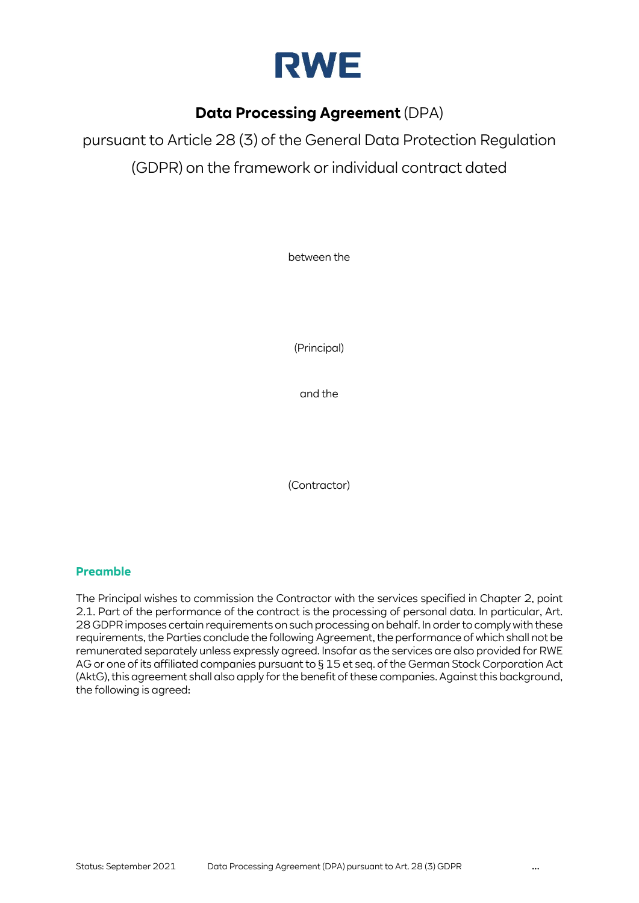# RWE

## **Data Processing Agreement** (DPA)

pursuant to Article 28 (3) of the General Data Protection Regulation (GDPR) on the framework or individual contract dated

between the

(Principal)

and the

(Contractor)

### Preamble

The Principal wishes to commission the Contractor with the services specified in Chapter 2, point 2.1. Part of the performance of the contract is the processing of personal data. In particular, Art. 28 GDPR imposes certain requirements on such processing on behalf. In order to comply with these requirements, the Parties conclude the following Agreement, the performance of which shall not be remunerated separately unless expressly agreed. Insofar as the services are also provided for RWE AG or one of its affiliated companies pursuant to § 15 et seq. of the German Stock Corporation Act (AktG), this agreement shall also apply for the benefit of these companies. Against this background, the following is agreed: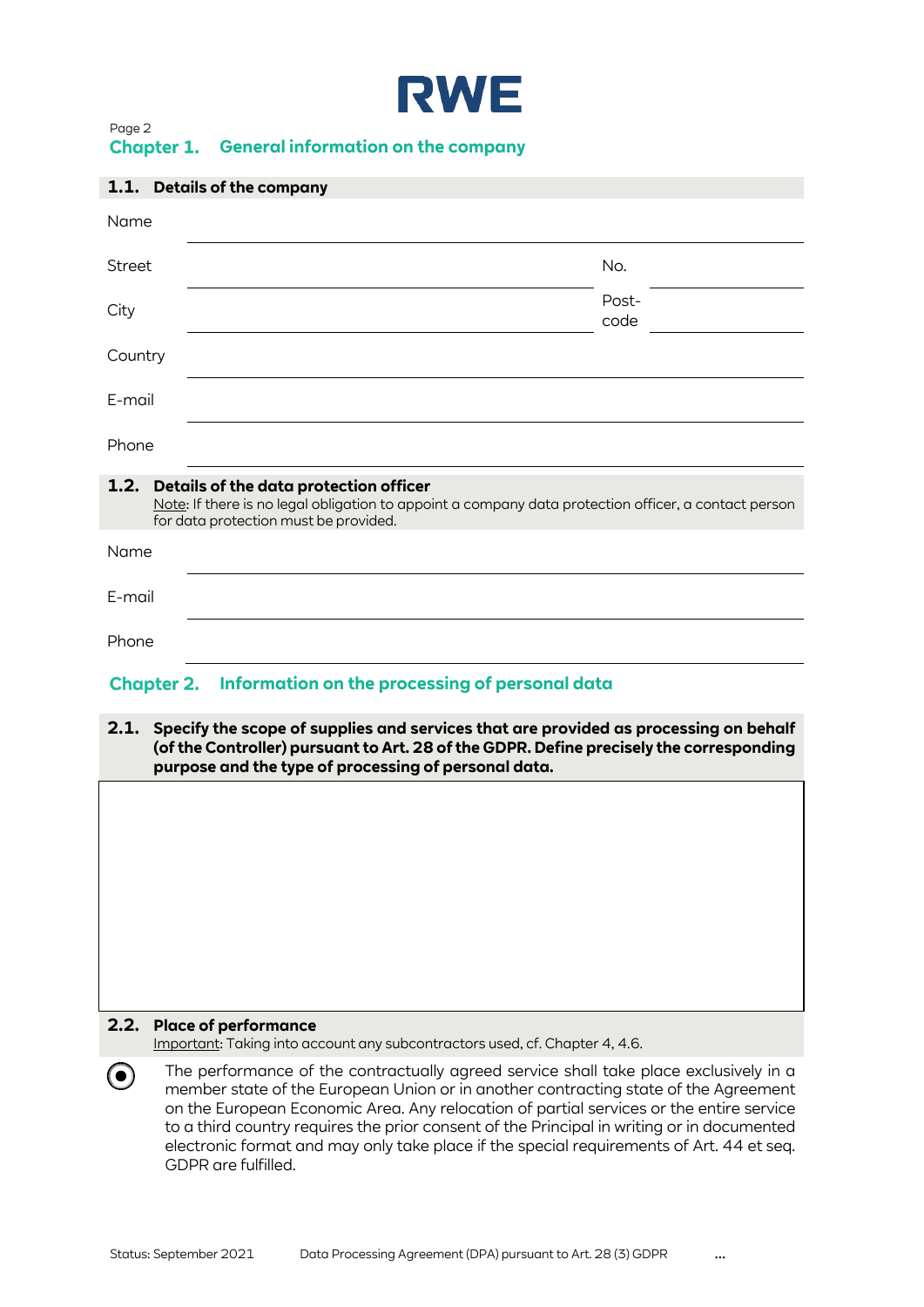## Chapter 1. General information on the company

### 1.1. Details of the company

| | | | |
|---|---|---|---|
| Name | | | |
| Street | | No. | |
| City | | Post-code | |
| Country | | | |
| E-mail | | | |
| Phone | | | |

### 1.2. Details of the data protection officer

Note: If there is no legal obligation to appoint a company data protection officer, a contact person for data protection must be provided.

| | |
|---|---|
| Name | |
| E-mail | |
| Phone | |

## Chapter 2. Information on the processing of personal data

### 2.1. Specify the scope of supplies and services that are provided as processing on behalf (of the Controller) pursuant to Art. 28 of the GDPR. Define precisely the corresponding purpose and the type of processing of personal data.

### 2.2. Place of performance

Important: Taking into account any subcontractors used, cf. Chapter 4, 4.6.

- (selected) The performance of the contractually agreed service shall take place exclusively in a member state of the European Union or in another contracting state of the Agreement on the European Economic Area. Any relocation of partial services or the entire service to a third country requires the prior consent of the Principal in writing or in documented electronic format and may only take place if the special requirements of Art. 44 et seq. GDPR are fulfilled.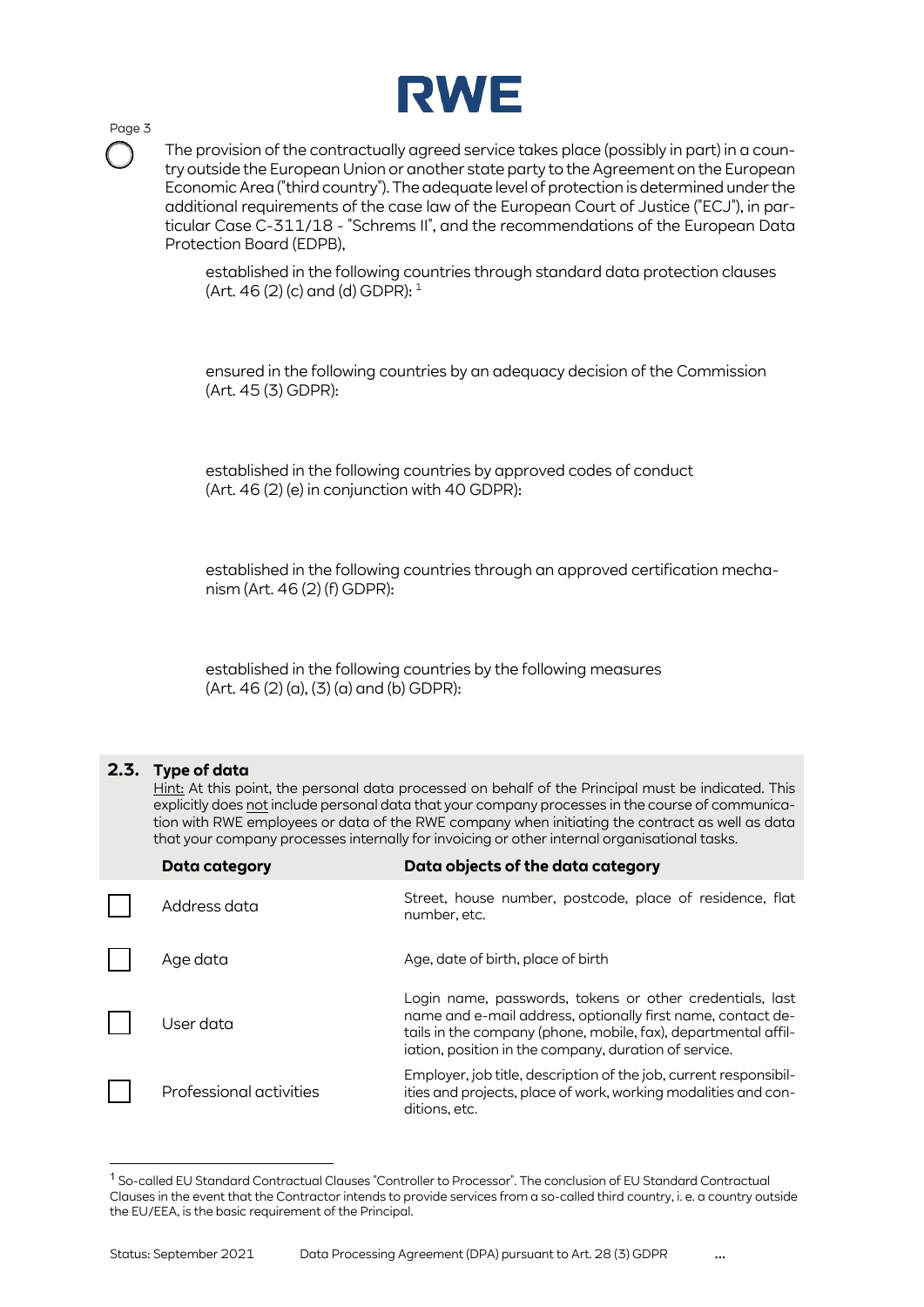○ The provision of the contractually agreed service takes place (possibly in part) in a country outside the European Union or another state party to the Agreement on the European Economic Area ("third country"). The adequate level of protection is determined under the additional requirements of the case law of the European Court of Justice ("ECJ"), in particular Case C-311/18 - "Schrems II", and the recommendations of the European Data Protection Board (EDPB),

established in the following countries through standard data protection clauses (Art. 46 (2) (c) and (d) GDPR): [1]

ensured in the following countries by an adequacy decision of the Commission (Art. 45 (3) GDPR):

established in the following countries by approved codes of conduct (Art. 46 (2) (e) in conjunction with 40 GDPR):

established in the following countries through an approved certification mechanism (Art. 46 (2) (f) GDPR):

established in the following countries by the following measures (Art. 46 (2) (a), (3) (a) and (b) GDPR):

## 2.3. Type of data

Hint: At this point, the personal data processed on behalf of the Principal must be indicated. This explicitly does not include personal data that your company processes in the course of communication with RWE employees or data of the RWE company when initiating the contract as well as data that your company processes internally for invoicing or other internal organisational tasks.

| | Data category | Data objects of the data category |
|---|---|---|
| ☐ | Address data | Street, house number, postcode, place of residence, flat number, etc. |
| ☐ | Age data | Age, date of birth, place of birth |
| ☐ | User data | Login name, passwords, tokens or other credentials, last name and e-mail address, optionally first name, contact details in the company (phone, mobile, fax), departmental affiliation, position in the company, duration of service. |
| ☐ | Professional activities | Employer, job title, description of the job, current responsibilities and projects, place of work, working modalities and conditions, etc. |

[1] So-called EU Standard Contractual Clauses "Controller to Processor". The conclusion of EU Standard Contractual Clauses in the event that the Contractor intends to provide services from a so-called third country, i. e. a country outside the EU/EEA, is the basic requirement of the Principal.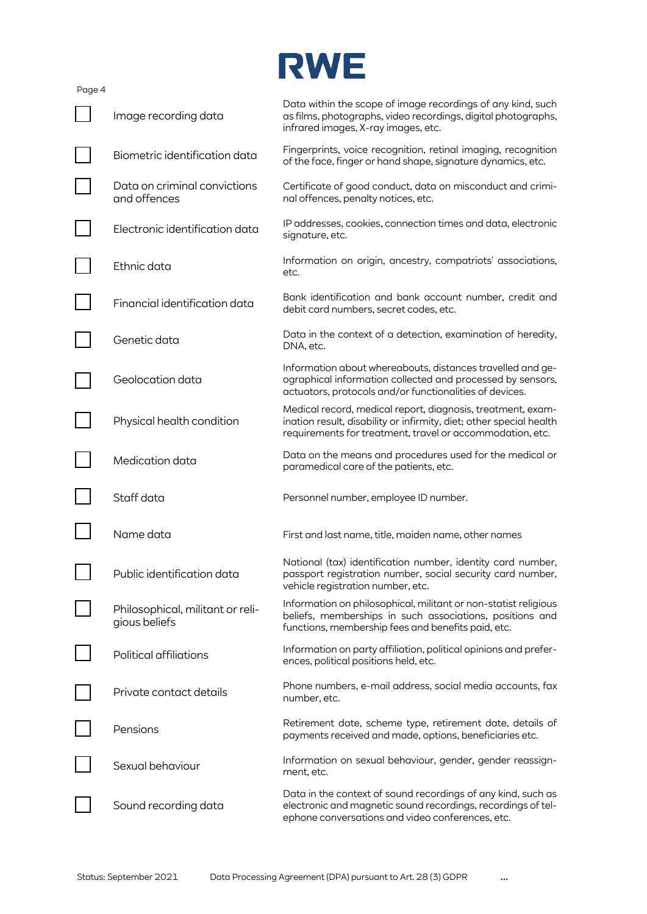| | | |
|---|---|---|
| ☐ | Image recording data | Data within the scope of image recordings of any kind, such as films, photographs, video recordings, digital photographs, infrared images, X-ray images, etc. |
| ☐ | Biometric identification data | Fingerprints, voice recognition, retinal imaging, recognition of the face, finger or hand shape, signature dynamics, etc. |
| ☐ | Data on criminal convictions and offences | Certificate of good conduct, data on misconduct and criminal offences, penalty notices, etc. |
| ☐ | Electronic identification data | IP addresses, cookies, connection times and data, electronic signature, etc. |
| ☐ | Ethnic data | Information on origin, ancestry, compatriots' associations, etc. |
| ☐ | Financial identification data | Bank identification and bank account number, credit and debit card numbers, secret codes, etc. |
| ☐ | Genetic data | Data in the context of a detection, examination of heredity, DNA, etc. |
| ☐ | Geolocation data | Information about whereabouts, distances travelled and geographical information collected and processed by sensors, actuators, protocols and/or functionalities of devices. |
| ☐ | Physical health condition | Medical record, medical report, diagnosis, treatment, examination result, disability or infirmity, diet; other special health requirements for treatment, travel or accommodation, etc. |
| ☐ | Medication data | Data on the means and procedures used for the medical or paramedical care of the patients, etc. |
| ☐ | Staff data | Personnel number, employee ID number. |
| ☐ | Name data | First and last name, title, maiden name, other names |
| ☐ | Public identification data | National (tax) identification number, identity card number, passport registration number, social security card number, vehicle registration number, etc. |
| ☐ | Philosophical, militant or religious beliefs | Information on philosophical, militant or non-statist religious beliefs, memberships in such associations, positions and functions, membership fees and benefits paid, etc. |
| ☐ | Political affiliations | Information on party affiliation, political opinions and preferences, political positions held, etc. |
| ☐ | Private contact details | Phone numbers, e-mail address, social media accounts, fax number, etc. |
| ☐ | Pensions | Retirement date, scheme type, retirement date, details of payments received and made, options, beneficiaries etc. |
| ☐ | Sexual behaviour | Information on sexual behaviour, gender, gender reassignment, etc. |
| ☐ | Sound recording data | Data in the context of sound recordings of any kind, such as electronic and magnetic sound recordings, recordings of telephone conversations and video conferences, etc. |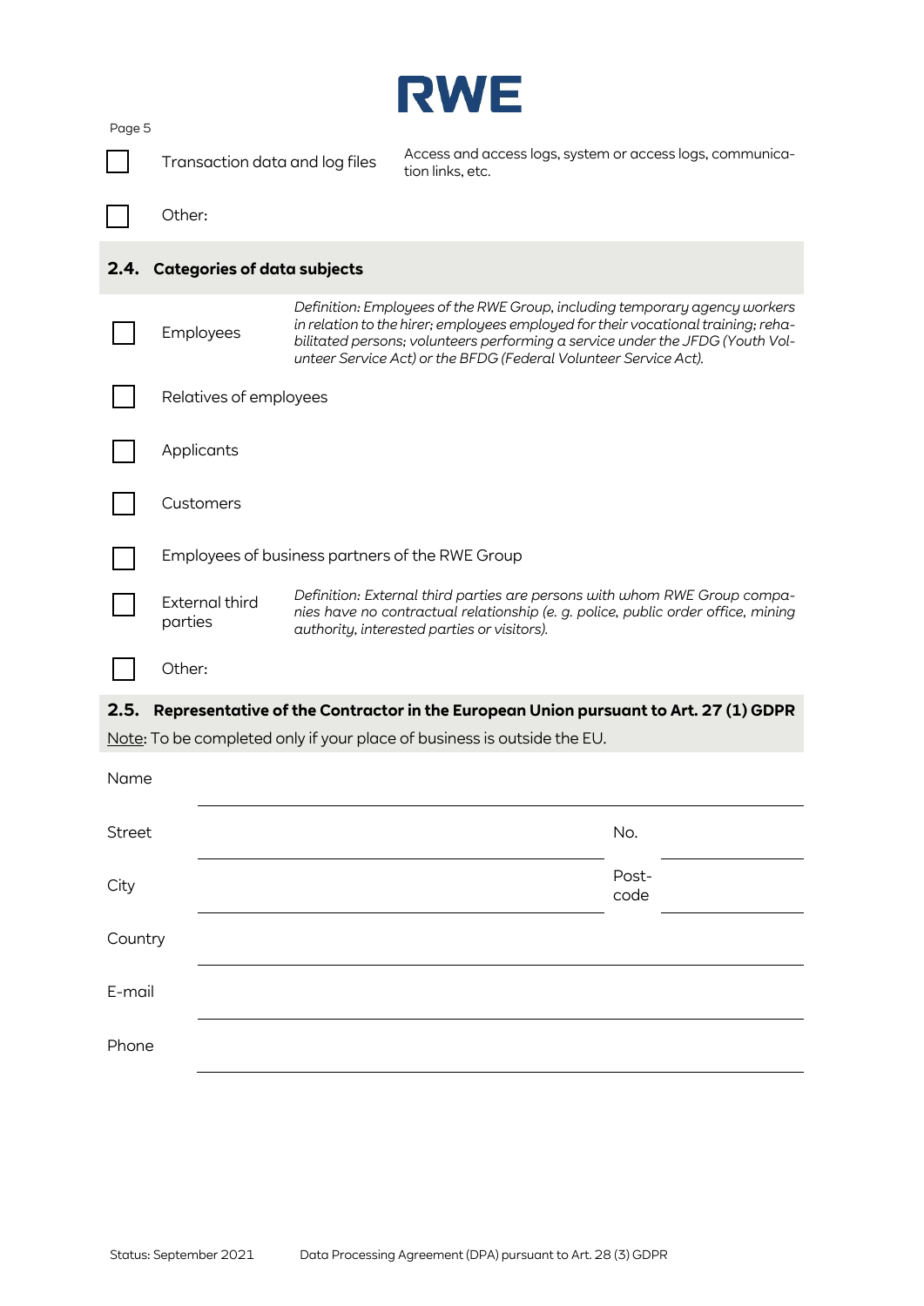- [ ] Transaction data and log files — Access and access logs, system or access logs, communication links, etc.
- [ ] Other:

## 2.4. Categories of data subjects

- [ ] Employees — *Definition: Employees of the RWE Group, including temporary agency workers in relation to the hirer; employees employed for their vocational training; rehabilitated persons; volunteers performing a service under the JFDG (Youth Volunteer Service Act) or the BFDG (Federal Volunteer Service Act).*
- [ ] Relatives of employees
- [ ] Applicants
- [ ] Customers
- [ ] Employees of business partners of the RWE Group
- [ ] External third parties — *Definition: External third parties are persons with whom RWE Group companies have no contractual relationship (e. g. police, public order office, mining authority, interested parties or visitors).*
- [ ] Other:

## 2.5. Representative of the Contractor in the European Union pursuant to Art. 27 (1) GDPR

Note: To be completed only if your place of business is outside the EU.

Name ______________________________

Street ______________________________ No. __________

City ______________________________ Postcode __________

Country ______________________________

E-mail ______________________________

Phone ______________________________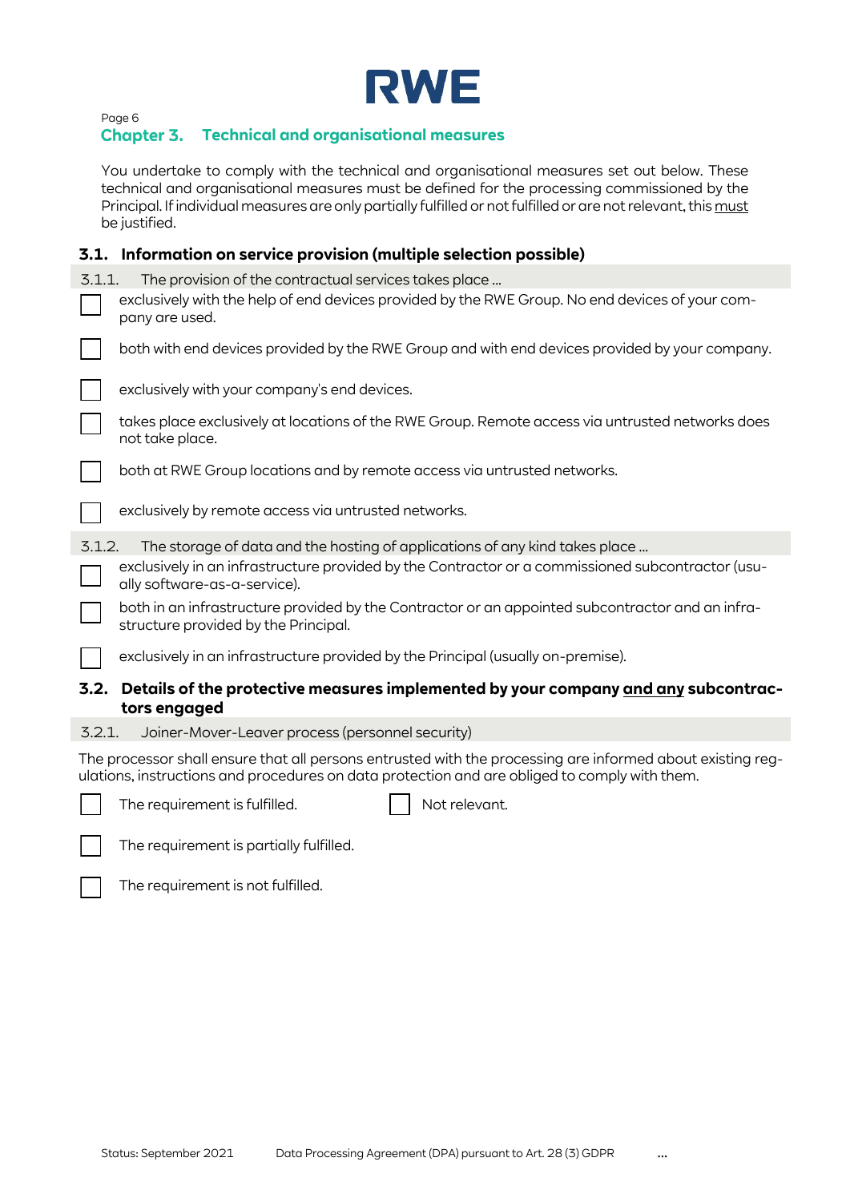## Chapter 3. Technical and organisational measures

You undertake to comply with the technical and organisational measures set out below. These technical and organisational measures must be defined for the processing commissioned by the Principal. If individual measures are only partially fulfilled or not fulfilled or are not relevant, this must be justified.

### 3.1. Information on service provision (multiple selection possible)

**3.1.1. The provision of the contractual services takes place ...**

- ☐ exclusively with the help of end devices provided by the RWE Group. No end devices of your company are used.
- ☐ both with end devices provided by the RWE Group and with end devices provided by your company.
- ☐ exclusively with your company's end devices.
- ☐ takes place exclusively at locations of the RWE Group. Remote access via untrusted networks does not take place.
- ☐ both at RWE Group locations and by remote access via untrusted networks.
- ☐ exclusively by remote access via untrusted networks.

**3.1.2. The storage of data and the hosting of applications of any kind takes place ...**

- ☐ exclusively in an infrastructure provided by the Contractor or a commissioned subcontractor (usually software-as-a-service).
- ☐ both in an infrastructure provided by the Contractor or an appointed subcontractor and an infrastructure provided by the Principal.
- ☐ exclusively in an infrastructure provided by the Principal (usually on-premise).

### 3.2. Details of the protective measures implemented by your company and any subcontractors engaged

**3.2.1. Joiner-Mover-Leaver process (personnel security)**

The processor shall ensure that all persons entrusted with the processing are informed about existing regulations, instructions and procedures on data protection and are obliged to comply with them.

- ☐ The requirement is fulfilled.
- ☐ Not relevant.
- ☐ The requirement is partially fulfilled.
- ☐ The requirement is not fulfilled.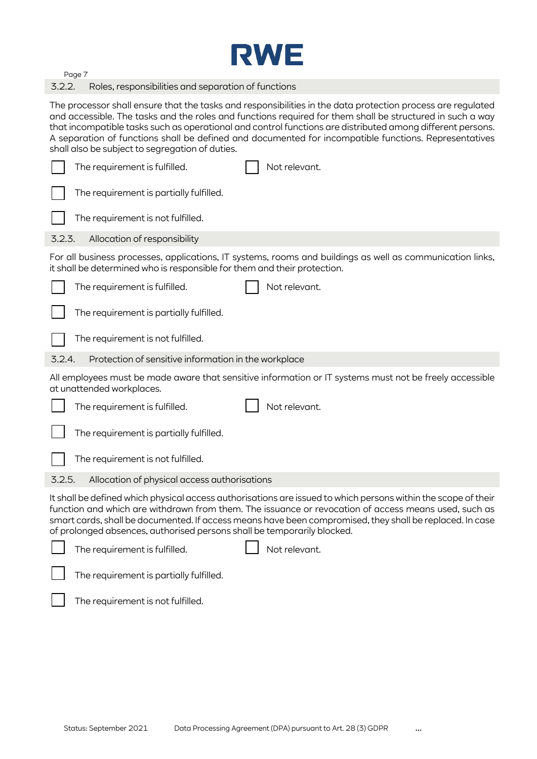### 3.2.2. Roles, responsibilities and separation of functions

The processor shall ensure that the tasks and responsibilities in the data protection process are regulated and accessible. The tasks and the roles and functions required for them shall be structured in such a way that incompatible tasks such as operational and control functions are distributed among different persons. A separation of functions shall be defined and documented for incompatible functions. Representatives shall also be subject to segregation of duties.

- ☐ The requirement is fulfilled.
- ☐ Not relevant.
- ☐ The requirement is partially fulfilled.
- ☐ The requirement is not fulfilled.

### 3.2.3. Allocation of responsibility

For all business processes, applications, IT systems, rooms and buildings as well as communication links, it shall be determined who is responsible for them and their protection.

- ☐ The requirement is fulfilled.
- ☐ Not relevant.
- ☐ The requirement is partially fulfilled.
- ☐ The requirement is not fulfilled.

### 3.2.4. Protection of sensitive information in the workplace

All employees must be made aware that sensitive information or IT systems must not be freely accessible at unattended workplaces.

- ☐ The requirement is fulfilled.
- ☐ Not relevant.
- ☐ The requirement is partially fulfilled.
- ☐ The requirement is not fulfilled.

### 3.2.5. Allocation of physical access authorisations

It shall be defined which physical access authorisations are issued to which persons within the scope of their function and which are withdrawn from them. The issuance or revocation of access means used, such as smart cards, shall be documented. If access means have been compromised, they shall be replaced. In case of prolonged absences, authorised persons shall be temporarily blocked.

- ☐ The requirement is fulfilled.
- ☐ Not relevant.
- ☐ The requirement is partially fulfilled.
- ☐ The requirement is not fulfilled.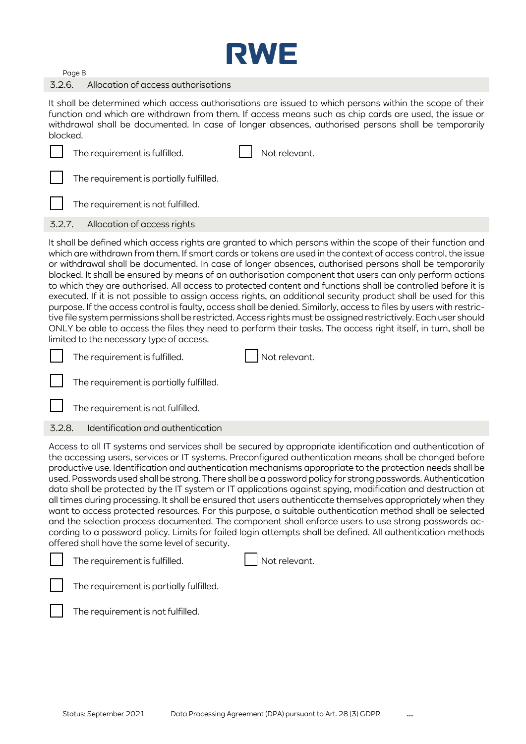### 3.2.6. Allocation of access authorisations

It shall be determined which access authorisations are issued to which persons within the scope of their function and which are withdrawn from them. If access means such as chip cards are used, the issue or withdrawal shall be documented. In case of longer absences, authorised persons shall be temporarily blocked.

- ☐ The requirement is fulfilled.
- ☐ Not relevant.
- ☐ The requirement is partially fulfilled.
- ☐ The requirement is not fulfilled.

### 3.2.7. Allocation of access rights

It shall be defined which access rights are granted to which persons within the scope of their function and which are withdrawn from them. If smart cards or tokens are used in the context of access control, the issue or withdrawal shall be documented. In case of longer absences, authorised persons shall be temporarily blocked. It shall be ensured by means of an authorisation component that users can only perform actions to which they are authorised. All access to protected content and functions shall be controlled before it is executed. If it is not possible to assign access rights, an additional security product shall be used for this purpose. If the access control is faulty, access shall be denied. Similarly, access to files by users with restrictive file system permissions shall be restricted. Access rights must be assigned restrictively. Each user should ONLY be able to access the files they need to perform their tasks. The access right itself, in turn, shall be limited to the necessary type of access.

- ☐ The requirement is fulfilled.
- ☐ Not relevant.
- ☐ The requirement is partially fulfilled.
- ☐ The requirement is not fulfilled.

### 3.2.8. Identification and authentication

Access to all IT systems and services shall be secured by appropriate identification and authentication of the accessing users, services or IT systems. Preconfigured authentication means shall be changed before productive use. Identification and authentication mechanisms appropriate to the protection needs shall be used. Passwords used shall be strong. There shall be a password policy for strong passwords. Authentication data shall be protected by the IT system or IT applications against spying, modification and destruction at all times during processing. It shall be ensured that users authenticate themselves appropriately when they want to access protected resources. For this purpose, a suitable authentication method shall be selected and the selection process documented. The component shall enforce users to use strong passwords according to a password policy. Limits for failed login attempts shall be defined. All authentication methods offered shall have the same level of security.

- ☐ The requirement is fulfilled.
- ☐ Not relevant.
- ☐ The requirement is partially fulfilled.
- ☐ The requirement is not fulfilled.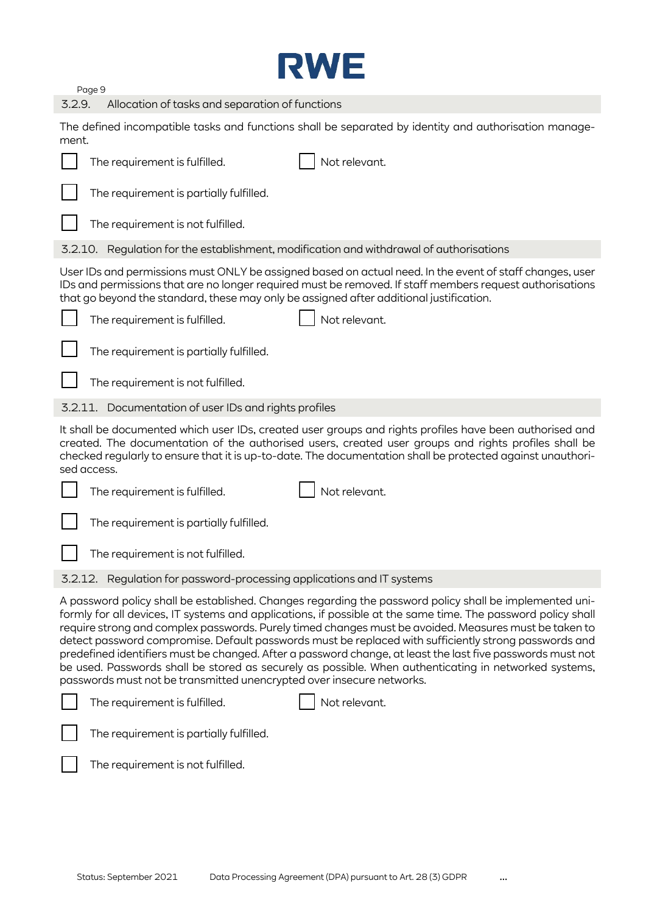### 3.2.9. Allocation of tasks and separation of functions

The defined incompatible tasks and functions shall be separated by identity and authorisation management.

- [ ] The requirement is fulfilled.
- [ ] Not relevant.
- [ ] The requirement is partially fulfilled.
- [ ] The requirement is not fulfilled.

### 3.2.10. Regulation for the establishment, modification and withdrawal of authorisations

User IDs and permissions must ONLY be assigned based on actual need. In the event of staff changes, user IDs and permissions that are no longer required must be removed. If staff members request authorisations that go beyond the standard, these may only be assigned after additional justification.

- [ ] The requirement is fulfilled.
- [ ] Not relevant.
- [ ] The requirement is partially fulfilled.
- [ ] The requirement is not fulfilled.

### 3.2.11. Documentation of user IDs and rights profiles

It shall be documented which user IDs, created user groups and rights profiles have been authorised and created. The documentation of the authorised users, created user groups and rights profiles shall be checked regularly to ensure that it is up-to-date. The documentation shall be protected against unauthorised access.

- [ ] The requirement is fulfilled.
- [ ] Not relevant.
- [ ] The requirement is partially fulfilled.
- [ ] The requirement is not fulfilled.

### 3.2.12. Regulation for password-processing applications and IT systems

A password policy shall be established. Changes regarding the password policy shall be implemented uniformly for all devices, IT systems and applications, if possible at the same time. The password policy shall require strong and complex passwords. Purely timed changes must be avoided. Measures must be taken to detect password compromise. Default passwords must be replaced with sufficiently strong passwords and predefined identifiers must be changed. After a password change, at least the last five passwords must not be used. Passwords shall be stored as securely as possible. When authenticating in networked systems, passwords must not be transmitted unencrypted over insecure networks.

- [ ] The requirement is fulfilled.
- [ ] Not relevant.
- [ ] The requirement is partially fulfilled.
- [ ] The requirement is not fulfilled.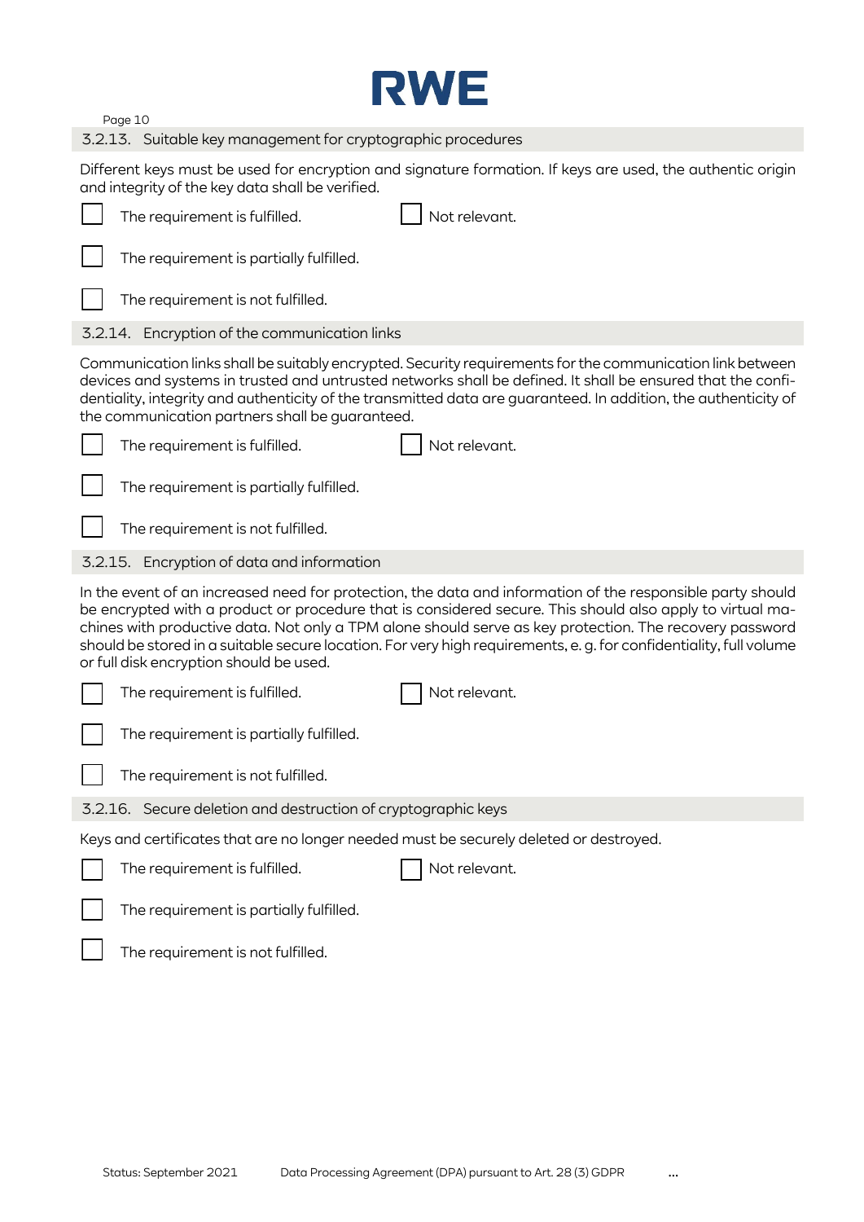### 3.2.13. Suitable key management for cryptographic procedures

Different keys must be used for encryption and signature formation. If keys are used, the authentic origin and integrity of the key data shall be verified.

- [ ] The requirement is fulfilled.
- [ ] Not relevant.
- [ ] The requirement is partially fulfilled.
- [ ] The requirement is not fulfilled.

### 3.2.14. Encryption of the communication links

Communication links shall be suitably encrypted. Security requirements for the communication link between devices and systems in trusted and untrusted networks shall be defined. It shall be ensured that the confidentiality, integrity and authenticity of the transmitted data are guaranteed. In addition, the authenticity of the communication partners shall be guaranteed.

- [ ] The requirement is fulfilled.
- [ ] Not relevant.
- [ ] The requirement is partially fulfilled.
- [ ] The requirement is not fulfilled.

### 3.2.15. Encryption of data and information

In the event of an increased need for protection, the data and information of the responsible party should be encrypted with a product or procedure that is considered secure. This should also apply to virtual machines with productive data. Not only a TPM alone should serve as key protection. The recovery password should be stored in a suitable secure location. For very high requirements, e. g. for confidentiality, full volume or full disk encryption should be used.

- [ ] The requirement is fulfilled.
- [ ] Not relevant.
- [ ] The requirement is partially fulfilled.
- [ ] The requirement is not fulfilled.

### 3.2.16. Secure deletion and destruction of cryptographic keys

Keys and certificates that are no longer needed must be securely deleted or destroyed.

- [ ] The requirement is fulfilled.
- [ ] Not relevant.
- [ ] The requirement is partially fulfilled.
- [ ] The requirement is not fulfilled.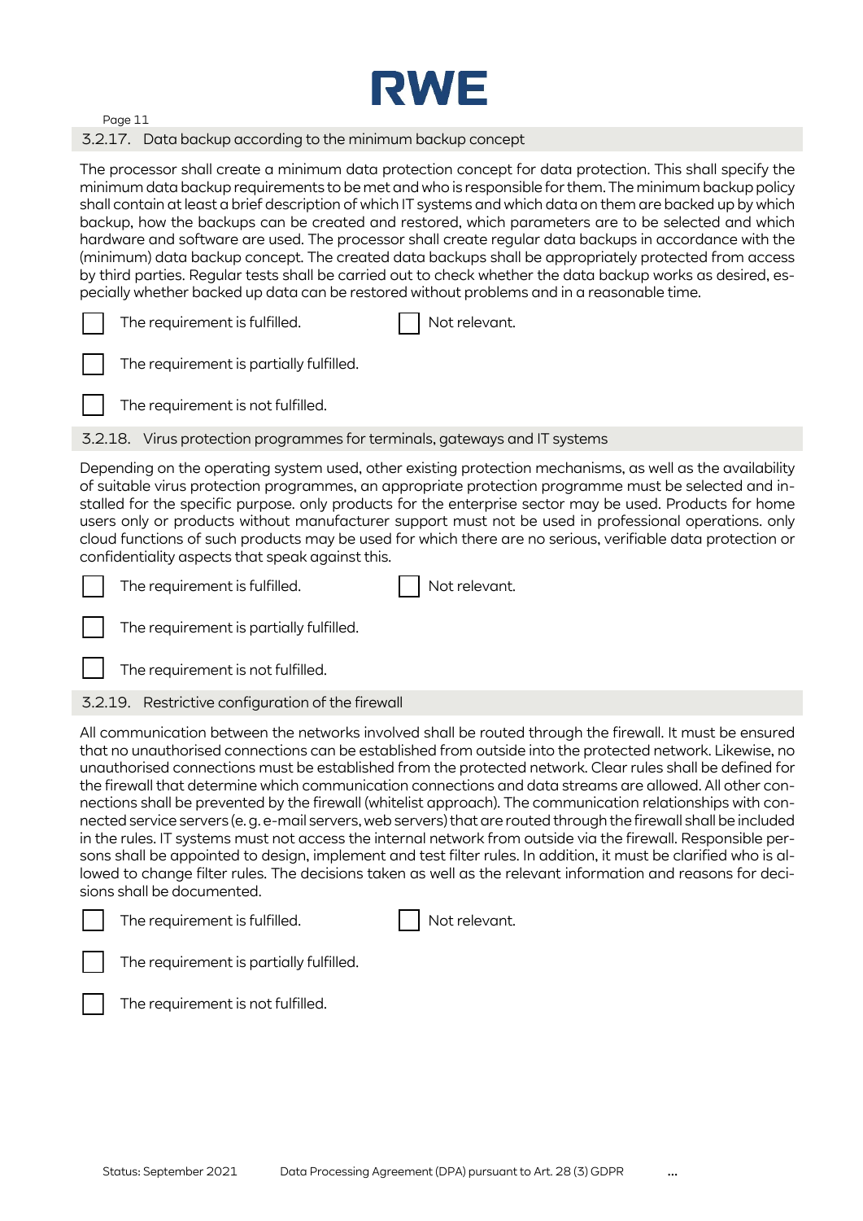### 3.2.17. Data backup according to the minimum backup concept

The processor shall create a minimum data protection concept for data protection. This shall specify the minimum data backup requirements to be met and who is responsible for them. The minimum backup policy shall contain at least a brief description of which IT systems and which data on them are backed up by which backup, how the backups can be created and restored, which parameters are to be selected and which hardware and software are used. The processor shall create regular data backups in accordance with the (minimum) data backup concept. The created data backups shall be appropriately protected from access by third parties. Regular tests shall be carried out to check whether the data backup works as desired, especially whether backed up data can be restored without problems and in a reasonable time.

- [ ] The requirement is fulfilled.
- [ ] Not relevant.
- [ ] The requirement is partially fulfilled.
- [ ] The requirement is not fulfilled.

### 3.2.18. Virus protection programmes for terminals, gateways and IT systems

Depending on the operating system used, other existing protection mechanisms, as well as the availability of suitable virus protection programmes, an appropriate protection programme must be selected and installed for the specific purpose. only products for the enterprise sector may be used. Products for home users only or products without manufacturer support must not be used in professional operations. only cloud functions of such products may be used for which there are no serious, verifiable data protection or confidentiality aspects that speak against this.

- [ ] The requirement is fulfilled.
- [ ] Not relevant.
- [ ] The requirement is partially fulfilled.
- [ ] The requirement is not fulfilled.

### 3.2.19. Restrictive configuration of the firewall

All communication between the networks involved shall be routed through the firewall. It must be ensured that no unauthorised connections can be established from outside into the protected network. Likewise, no unauthorised connections must be established from the protected network. Clear rules shall be defined for the firewall that determine which communication connections and data streams are allowed. All other connections shall be prevented by the firewall (whitelist approach). The communication relationships with connected service servers (e. g. e-mail servers, web servers) that are routed through the firewall shall be included in the rules. IT systems must not access the internal network from outside via the firewall. Responsible persons shall be appointed to design, implement and test filter rules. In addition, it must be clarified who is allowed to change filter rules. The decisions taken as well as the relevant information and reasons for decisions shall be documented.

- [ ] The requirement is fulfilled.
- [ ] Not relevant.
- [ ] The requirement is partially fulfilled.
- [ ] The requirement is not fulfilled.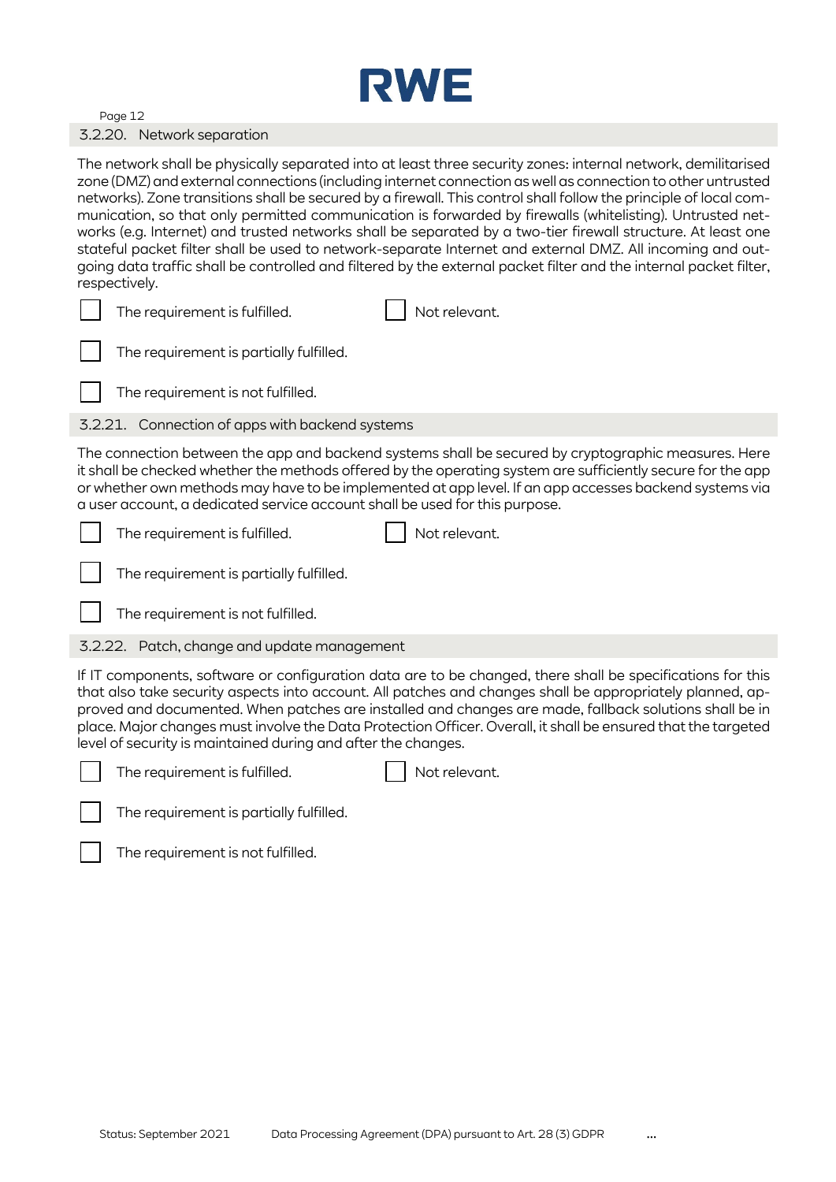### 3.2.20. Network separation

The network shall be physically separated into at least three security zones: internal network, demilitarised zone (DMZ) and external connections (including internet connection as well as connection to other untrusted networks). Zone transitions shall be secured by a firewall. This control shall follow the principle of local communication, so that only permitted communication is forwarded by firewalls (whitelisting). Untrusted networks (e.g. Internet) and trusted networks shall be separated by a two-tier firewall structure. At least one stateful packet filter shall be used to network-separate Internet and external DMZ. All incoming and outgoing data traffic shall be controlled and filtered by the external packet filter and the internal packet filter, respectively.

- ☐ The requirement is fulfilled.
- ☐ Not relevant.
- ☐ The requirement is partially fulfilled.
- ☐ The requirement is not fulfilled.

### 3.2.21. Connection of apps with backend systems

The connection between the app and backend systems shall be secured by cryptographic measures. Here it shall be checked whether the methods offered by the operating system are sufficiently secure for the app or whether own methods may have to be implemented at app level. If an app accesses backend systems via a user account, a dedicated service account shall be used for this purpose.

- ☐ The requirement is fulfilled.
- ☐ Not relevant.
- ☐ The requirement is partially fulfilled.
- ☐ The requirement is not fulfilled.

### 3.2.22. Patch, change and update management

If IT components, software or configuration data are to be changed, there shall be specifications for this that also take security aspects into account. All patches and changes shall be appropriately planned, approved and documented. When patches are installed and changes are made, fallback solutions shall be in place. Major changes must involve the Data Protection Officer. Overall, it shall be ensured that the targeted level of security is maintained during and after the changes.

- ☐ The requirement is fulfilled.
- ☐ Not relevant.
- ☐ The requirement is partially fulfilled.
- ☐ The requirement is not fulfilled.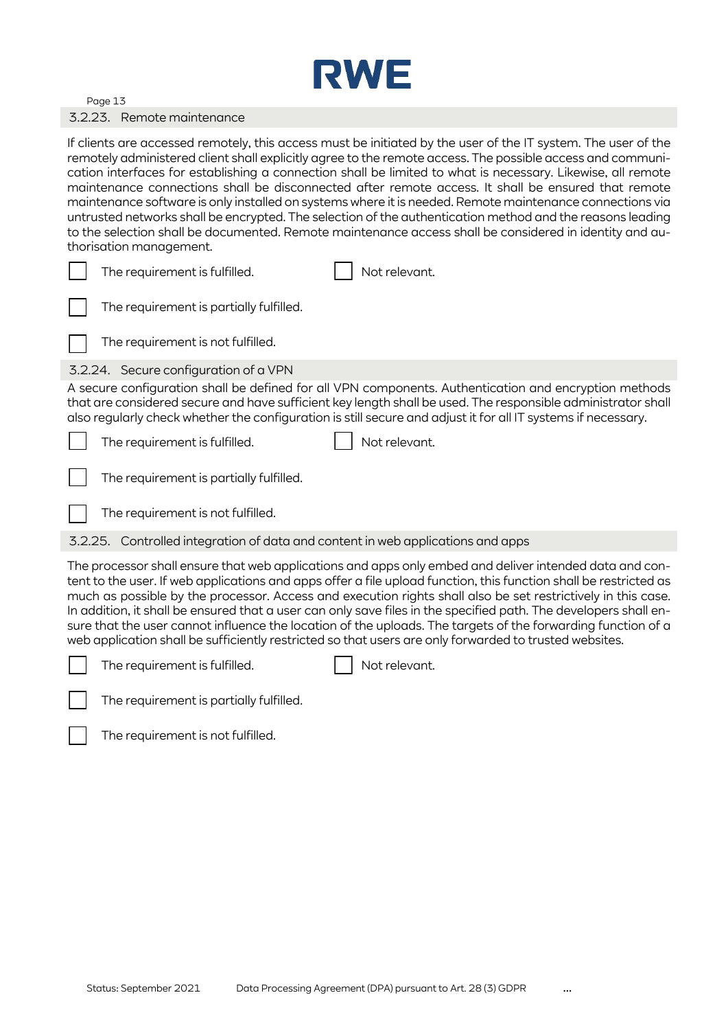### 3.2.23. Remote maintenance

If clients are accessed remotely, this access must be initiated by the user of the IT system. The user of the remotely administered client shall explicitly agree to the remote access. The possible access and communication interfaces for establishing a connection shall be limited to what is necessary. Likewise, all remote maintenance connections shall be disconnected after remote access. It shall be ensured that remote maintenance software is only installed on systems where it is needed. Remote maintenance connections via untrusted networks shall be encrypted. The selection of the authentication method and the reasons leading to the selection shall be documented. Remote maintenance access shall be considered in identity and authorisation management.

☐ The requirement is fulfilled. ☐ Not relevant.

☐ The requirement is partially fulfilled.

☐ The requirement is not fulfilled.

### 3.2.24. Secure configuration of a VPN

A secure configuration shall be defined for all VPN components. Authentication and encryption methods that are considered secure and have sufficient key length shall be used. The responsible administrator shall also regularly check whether the configuration is still secure and adjust it for all IT systems if necessary.

☐ The requirement is fulfilled. ☐ Not relevant.

☐ The requirement is partially fulfilled.

☐ The requirement is not fulfilled.

### 3.2.25. Controlled integration of data and content in web applications and apps

The processor shall ensure that web applications and apps only embed and deliver intended data and content to the user. If web applications and apps offer a file upload function, this function shall be restricted as much as possible by the processor. Access and execution rights shall also be set restrictively in this case. In addition, it shall be ensured that a user can only save files in the specified path. The developers shall ensure that the user cannot influence the location of the uploads. The targets of the forwarding function of a web application shall be sufficiently restricted so that users are only forwarded to trusted websites.

☐ The requirement is fulfilled. ☐ Not relevant.

☐ The requirement is partially fulfilled.

☐ The requirement is not fulfilled.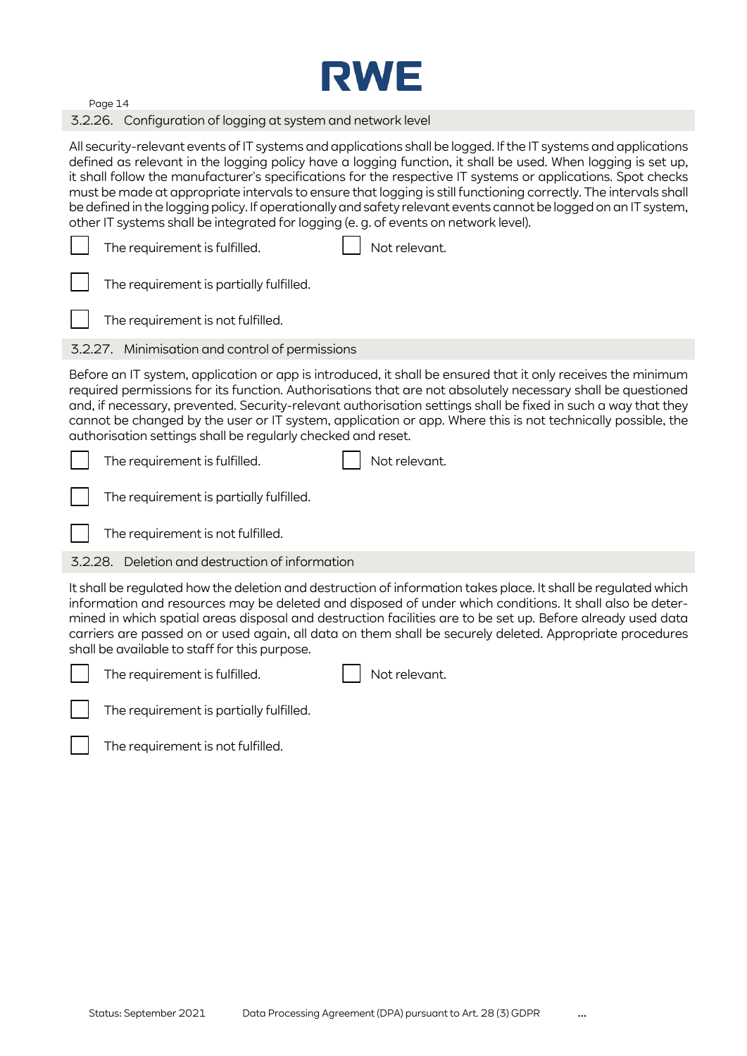### 3.2.26. Configuration of logging at system and network level

All security-relevant events of IT systems and applications shall be logged. If the IT systems and applications defined as relevant in the logging policy have a logging function, it shall be used. When logging is set up, it shall follow the manufacturer's specifications for the respective IT systems or applications. Spot checks must be made at appropriate intervals to ensure that logging is still functioning correctly. The intervals shall be defined in the logging policy. If operationally and safety relevant events cannot be logged on an IT system, other IT systems shall be integrated for logging (e. g. of events on network level).

☐ The requirement is fulfilled. ☐ Not relevant.

☐ The requirement is partially fulfilled.

☐ The requirement is not fulfilled.

### 3.2.27. Minimisation and control of permissions

Before an IT system, application or app is introduced, it shall be ensured that it only receives the minimum required permissions for its function. Authorisations that are not absolutely necessary shall be questioned and, if necessary, prevented. Security-relevant authorisation settings shall be fixed in such a way that they cannot be changed by the user or IT system, application or app. Where this is not technically possible, the authorisation settings shall be regularly checked and reset.

☐ The requirement is fulfilled. ☐ Not relevant.

☐ The requirement is partially fulfilled.

☐ The requirement is not fulfilled.

### 3.2.28. Deletion and destruction of information

It shall be regulated how the deletion and destruction of information takes place. It shall be regulated which information and resources may be deleted and disposed of under which conditions. It shall also be determined in which spatial areas disposal and destruction facilities are to be set up. Before already used data carriers are passed on or used again, all data on them shall be securely deleted. Appropriate procedures shall be available to staff for this purpose.

☐ The requirement is fulfilled. ☐ Not relevant.

☐ The requirement is partially fulfilled.

☐ The requirement is not fulfilled.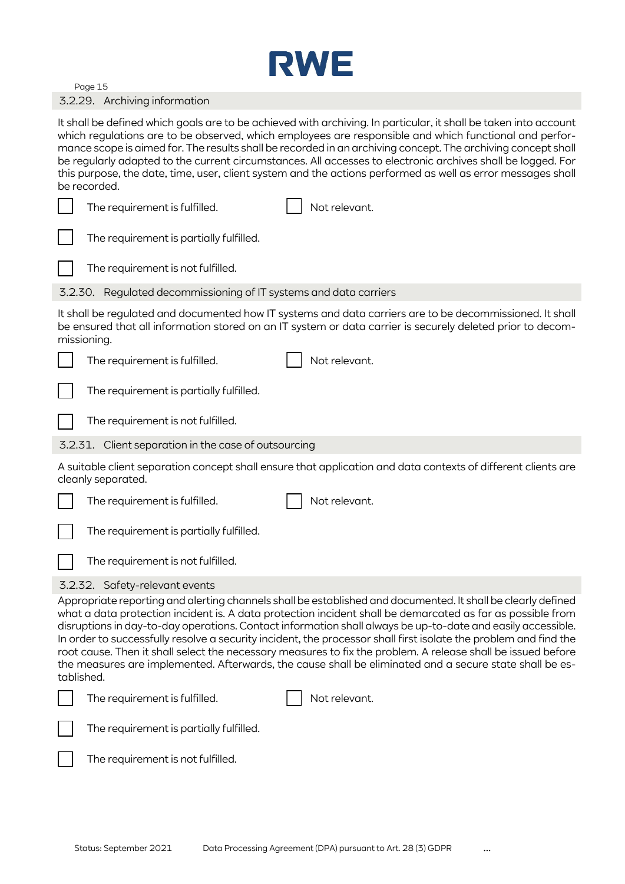### 3.2.29. Archiving information

It shall be defined which goals are to be achieved with archiving. In particular, it shall be taken into account which regulations are to be observed, which employees are responsible and which functional and performance scope is aimed for. The results shall be recorded in an archiving concept. The archiving concept shall be regularly adapted to the current circumstances. All accesses to electronic archives shall be logged. For this purpose, the date, time, user, client system and the actions performed as well as error messages shall be recorded.

- [ ] The requirement is fulfilled.
- [ ] Not relevant.
- [ ] The requirement is partially fulfilled.
- [ ] The requirement is not fulfilled.

### 3.2.30. Regulated decommissioning of IT systems and data carriers

It shall be regulated and documented how IT systems and data carriers are to be decommissioned. It shall be ensured that all information stored on an IT system or data carrier is securely deleted prior to decommissioning.

- [ ] The requirement is fulfilled.
- [ ] Not relevant.
- [ ] The requirement is partially fulfilled.
- [ ] The requirement is not fulfilled.

### 3.2.31. Client separation in the case of outsourcing

A suitable client separation concept shall ensure that application and data contexts of different clients are cleanly separated.

- [ ] The requirement is fulfilled.
- [ ] Not relevant.
- [ ] The requirement is partially fulfilled.
- [ ] The requirement is not fulfilled.

### 3.2.32. Safety-relevant events

Appropriate reporting and alerting channels shall be established and documented. It shall be clearly defined what a data protection incident is. A data protection incident shall be demarcated as far as possible from disruptions in day-to-day operations. Contact information shall always be up-to-date and easily accessible. In order to successfully resolve a security incident, the processor shall first isolate the problem and find the root cause. Then it shall select the necessary measures to fix the problem. A release shall be issued before the measures are implemented. Afterwards, the cause shall be eliminated and a secure state shall be established.

- [ ] The requirement is fulfilled.
- [ ] Not relevant.
- [ ] The requirement is partially fulfilled.
- [ ] The requirement is not fulfilled.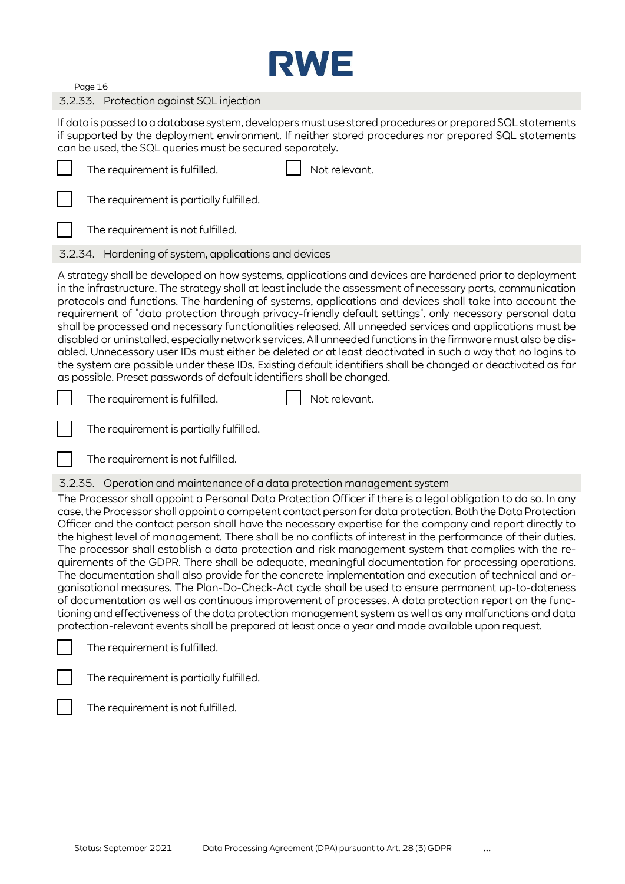### 3.2.33. Protection against SQL injection

If data is passed to a database system, developers must use stored procedures or prepared SQL statements if supported by the deployment environment. If neither stored procedures nor prepared SQL statements can be used, the SQL queries must be secured separately.

☐ The requirement is fulfilled. ☐ Not relevant.

☐ The requirement is partially fulfilled.

☐ The requirement is not fulfilled.

### 3.2.34. Hardening of system, applications and devices

A strategy shall be developed on how systems, applications and devices are hardened prior to deployment in the infrastructure. The strategy shall at least include the assessment of necessary ports, communication protocols and functions. The hardening of systems, applications and devices shall take into account the requirement of "data protection through privacy-friendly default settings". only necessary personal data shall be processed and necessary functionalities released. All unneeded services and applications must be disabled or uninstalled, especially network services. All unneeded functions in the firmware must also be disabled. Unnecessary user IDs must either be deleted or at least deactivated in such a way that no logins to the system are possible under these IDs. Existing default identifiers shall be changed or deactivated as far as possible. Preset passwords of default identifiers shall be changed.

☐ The requirement is fulfilled. ☐ Not relevant.

☐ The requirement is partially fulfilled.

☐ The requirement is not fulfilled.

### 3.2.35. Operation and maintenance of a data protection management system

The Processor shall appoint a Personal Data Protection Officer if there is a legal obligation to do so. In any case, the Processor shall appoint a competent contact person for data protection. Both the Data Protection Officer and the contact person shall have the necessary expertise for the company and report directly to the highest level of management. There shall be no conflicts of interest in the performance of their duties. The processor shall establish a data protection and risk management system that complies with the requirements of the GDPR. There shall be adequate, meaningful documentation for processing operations. The documentation shall also provide for the concrete implementation and execution of technical and organisational measures. The Plan-Do-Check-Act cycle shall be used to ensure permanent up-to-dateness of documentation as well as continuous improvement of processes. A data protection report on the functioning and effectiveness of the data protection management system as well as any malfunctions and data protection-relevant events shall be prepared at least once a year and made available upon request.

☐ The requirement is fulfilled.

☐ The requirement is partially fulfilled.

☐ The requirement is not fulfilled.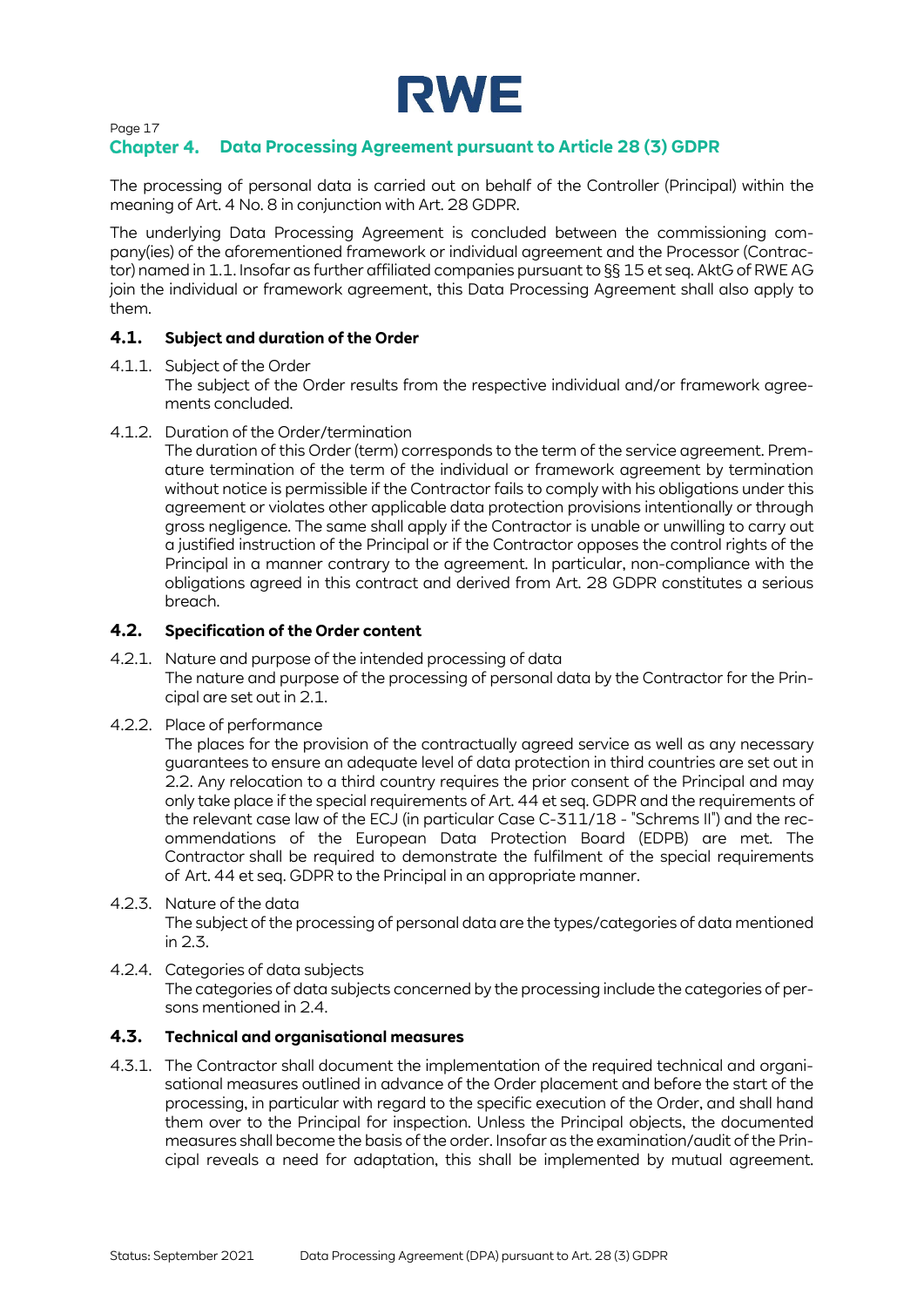## Chapter 4. Data Processing Agreement pursuant to Article 28 (3) GDPR

The processing of personal data is carried out on behalf of the Controller (Principal) within the meaning of Art. 4 No. 8 in conjunction with Art. 28 GDPR.

The underlying Data Processing Agreement is concluded between the commissioning company(ies) of the aforementioned framework or individual agreement and the Processor (Contractor) named in 1.1. Insofar as further affiliated companies pursuant to §§ 15 et seq. AktG of RWE AG join the individual or framework agreement, this Data Processing Agreement shall also apply to them.

### 4.1. Subject and duration of the Order

4.1.1. Subject of the Order
The subject of the Order results from the respective individual and/or framework agreements concluded.

4.1.2. Duration of the Order/termination
The duration of this Order (term) corresponds to the term of the service agreement. Premature termination of the term of the individual or framework agreement by termination without notice is permissible if the Contractor fails to comply with his obligations under this agreement or violates other applicable data protection provisions intentionally or through gross negligence. The same shall apply if the Contractor is unable or unwilling to carry out a justified instruction of the Principal or if the Contractor opposes the control rights of the Principal in a manner contrary to the agreement. In particular, non-compliance with the obligations agreed in this contract and derived from Art. 28 GDPR constitutes a serious breach.

### 4.2. Specification of the Order content

4.2.1. Nature and purpose of the intended processing of data
The nature and purpose of the processing of personal data by the Contractor for the Principal are set out in 2.1.

4.2.2. Place of performance
The places for the provision of the contractually agreed service as well as any necessary guarantees to ensure an adequate level of data protection in third countries are set out in 2.2. Any relocation to a third country requires the prior consent of the Principal and may only take place if the special requirements of Art. 44 et seq. GDPR and the requirements of the relevant case law of the ECJ (in particular Case C-311/18 - "Schrems II") and the recommendations of the European Data Protection Board (EDPB) are met. The Contractor shall be required to demonstrate the fulfilment of the special requirements of Art. 44 et seq. GDPR to the Principal in an appropriate manner.

4.2.3. Nature of the data
The subject of the processing of personal data are the types/categories of data mentioned in 2.3.

4.2.4. Categories of data subjects
The categories of data subjects concerned by the processing include the categories of persons mentioned in 2.4.

### 4.3. Technical and organisational measures

4.3.1. The Contractor shall document the implementation of the required technical and organisational measures outlined in advance of the Order placement and before the start of the processing, in particular with regard to the specific execution of the Order, and shall hand them over to the Principal for inspection. Unless the Principal objects, the documented measures shall become the basis of the order. Insofar as the examination/audit of the Principal reveals a need for adaptation, this shall be implemented by mutual agreement.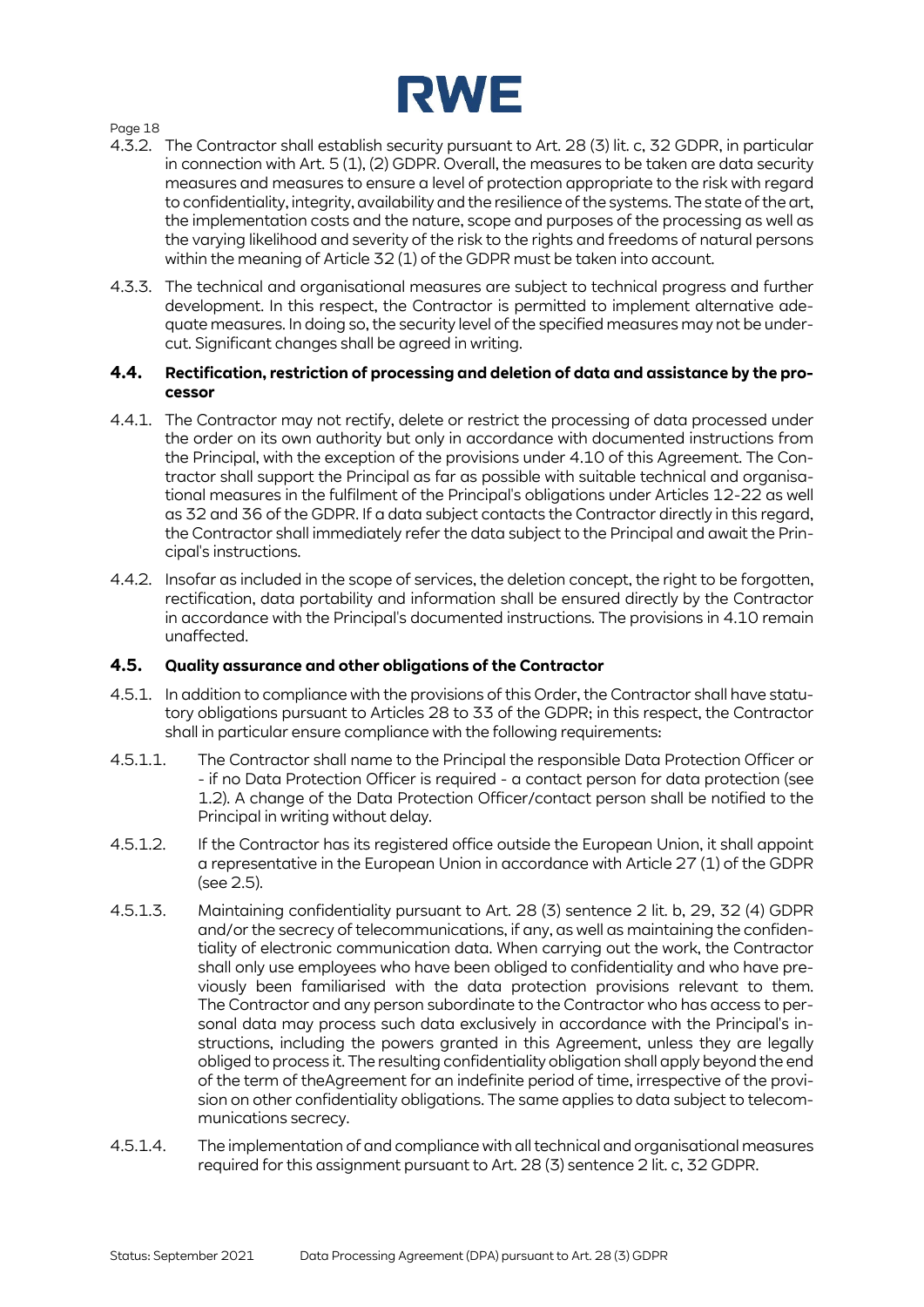4.3.2. The Contractor shall establish security pursuant to Art. 28 (3) lit. c, 32 GDPR, in particular in connection with Art. 5 (1), (2) GDPR. Overall, the measures to be taken are data security measures and measures to ensure a level of protection appropriate to the risk with regard to confidentiality, integrity, availability and the resilience of the systems. The state of the art, the implementation costs and the nature, scope and purposes of the processing as well as the varying likelihood and severity of the risk to the rights and freedoms of natural persons within the meaning of Article 32 (1) of the GDPR must be taken into account.

4.3.3. The technical and organisational measures are subject to technical progress and further development. In this respect, the Contractor is permitted to implement alternative adequate measures. In doing so, the security level of the specified measures may not be undercut. Significant changes shall be agreed in writing.

### 4.4. Rectification, restriction of processing and deletion of data and assistance by the processor

4.4.1. The Contractor may not rectify, delete or restrict the processing of data processed under the order on its own authority but only in accordance with documented instructions from the Principal, with the exception of the provisions under 4.10 of this Agreement. The Contractor shall support the Principal as far as possible with suitable technical and organisational measures in the fulfilment of the Principal's obligations under Articles 12-22 as well as 32 and 36 of the GDPR. If a data subject contacts the Contractor directly in this regard, the Contractor shall immediately refer the data subject to the Principal and await the Principal's instructions.

4.4.2. Insofar as included in the scope of services, the deletion concept, the right to be forgotten, rectification, data portability and information shall be ensured directly by the Contractor in accordance with the Principal's documented instructions. The provisions in 4.10 remain unaffected.

### 4.5. Quality assurance and other obligations of the Contractor

4.5.1. In addition to compliance with the provisions of this Order, the Contractor shall have statutory obligations pursuant to Articles 28 to 33 of the GDPR; in this respect, the Contractor shall in particular ensure compliance with the following requirements:

4.5.1.1. The Contractor shall name to the Principal the responsible Data Protection Officer or - if no Data Protection Officer is required - a contact person for data protection (see 1.2). A change of the Data Protection Officer/contact person shall be notified to the Principal in writing without delay.

4.5.1.2. If the Contractor has its registered office outside the European Union, it shall appoint a representative in the European Union in accordance with Article 27 (1) of the GDPR (see 2.5).

4.5.1.3. Maintaining confidentiality pursuant to Art. 28 (3) sentence 2 lit. b, 29, 32 (4) GDPR and/or the secrecy of telecommunications, if any, as well as maintaining the confidentiality of electronic communication data. When carrying out the work, the Contractor shall only use employees who have been obliged to confidentiality and who have previously been familiarised with the data protection provisions relevant to them. The Contractor and any person subordinate to the Contractor who has access to personal data may process such data exclusively in accordance with the Principal's instructions, including the powers granted in this Agreement, unless they are legally obliged to process it. The resulting confidentiality obligation shall apply beyond the end of the term of theAgreement for an indefinite period of time, irrespective of the provision on other confidentiality obligations. The same applies to data subject to telecommunications secrecy.

4.5.1.4. The implementation of and compliance with all technical and organisational measures required for this assignment pursuant to Art. 28 (3) sentence 2 lit. c, 32 GDPR.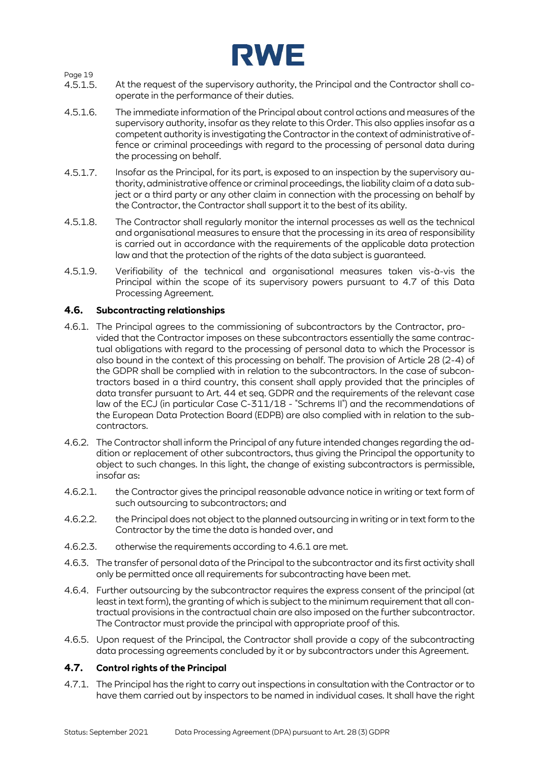4.5.1.5. At the request of the supervisory authority, the Principal and the Contractor shall co-operate in the performance of their duties.

4.5.1.6. The immediate information of the Principal about control actions and measures of the supervisory authority, insofar as they relate to this Order. This also applies insofar as a competent authority is investigating the Contractor in the context of administrative offence or criminal proceedings with regard to the processing of personal data during the processing on behalf.

4.5.1.7. Insofar as the Principal, for its part, is exposed to an inspection by the supervisory authority, administrative offence or criminal proceedings, the liability claim of a data subject or a third party or any other claim in connection with the processing on behalf by the Contractor, the Contractor shall support it to the best of its ability.

4.5.1.8. The Contractor shall regularly monitor the internal processes as well as the technical and organisational measures to ensure that the processing in its area of responsibility is carried out in accordance with the requirements of the applicable data protection law and that the protection of the rights of the data subject is guaranteed.

4.5.1.9. Verifiability of the technical and organisational measures taken vis-à-vis the Principal within the scope of its supervisory powers pursuant to 4.7 of this Data Processing Agreement.

### 4.6. Subcontracting relationships

4.6.1. The Principal agrees to the commissioning of subcontractors by the Contractor, provided that the Contractor imposes on these subcontractors essentially the same contractual obligations with regard to the processing of personal data to which the Processor is also bound in the context of this processing on behalf. The provision of Article 28 (2-4) of the GDPR shall be complied with in relation to the subcontractors. In the case of subcontractors based in a third country, this consent shall apply provided that the principles of data transfer pursuant to Art. 44 et seq. GDPR and the requirements of the relevant case law of the ECJ (in particular Case C-311/18 - "Schrems II") and the recommendations of the European Data Protection Board (EDPB) are also complied with in relation to the subcontractors.

4.6.2. The Contractor shall inform the Principal of any future intended changes regarding the addition or replacement of other subcontractors, thus giving the Principal the opportunity to object to such changes. In this light, the change of existing subcontractors is permissible, insofar as:

4.6.2.1. the Contractor gives the principal reasonable advance notice in writing or text form of such outsourcing to subcontractors; and

4.6.2.2. the Principal does not object to the planned outsourcing in writing or in text form to the Contractor by the time the data is handed over, and

4.6.2.3. otherwise the requirements according to 4.6.1 are met.

4.6.3. The transfer of personal data of the Principal to the subcontractor and its first activity shall only be permitted once all requirements for subcontracting have been met.

4.6.4. Further outsourcing by the subcontractor requires the express consent of the principal (at least in text form), the granting of which is subject to the minimum requirement that all contractual provisions in the contractual chain are also imposed on the further subcontractor. The Contractor must provide the principal with appropriate proof of this.

4.6.5. Upon request of the Principal, the Contractor shall provide a copy of the subcontracting data processing agreements concluded by it or by subcontractors under this Agreement.

### 4.7. Control rights of the Principal

4.7.1. The Principal has the right to carry out inspections in consultation with the Contractor or to have them carried out by inspectors to be named in individual cases. It shall have the right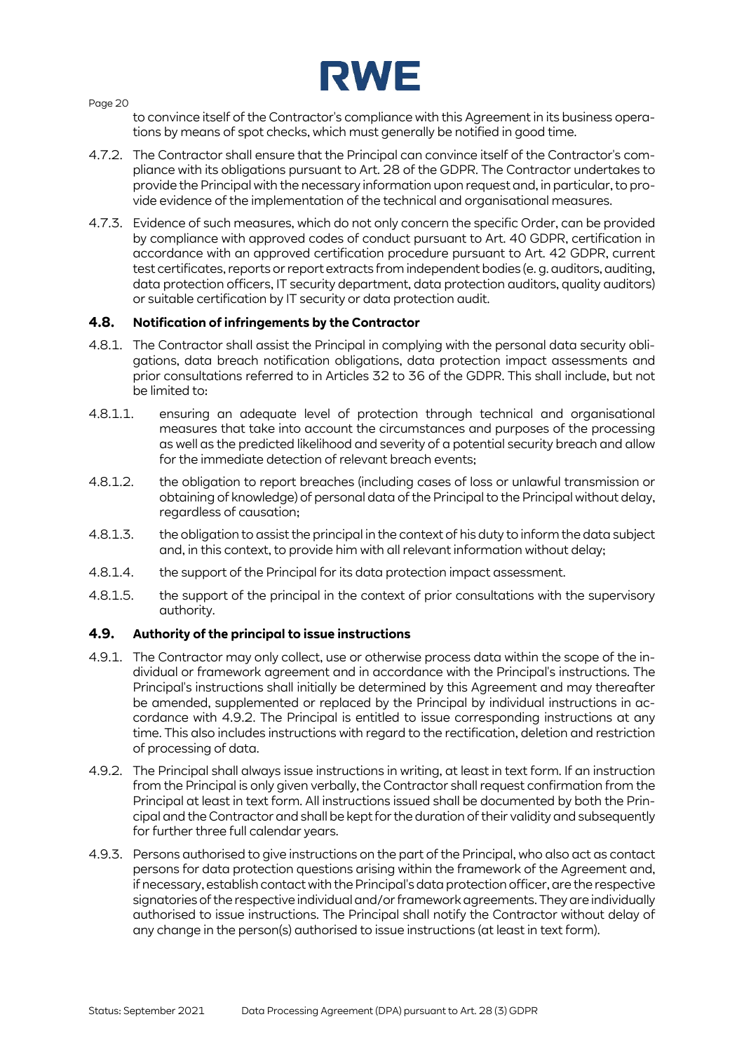to convince itself of the Contractor's compliance with this Agreement in its business operations by means of spot checks, which must generally be notified in good time.

4.7.2. The Contractor shall ensure that the Principal can convince itself of the Contractor's compliance with its obligations pursuant to Art. 28 of the GDPR. The Contractor undertakes to provide the Principal with the necessary information upon request and, in particular, to provide evidence of the implementation of the technical and organisational measures.

4.7.3. Evidence of such measures, which do not only concern the specific Order, can be provided by compliance with approved codes of conduct pursuant to Art. 40 GDPR, certification in accordance with an approved certification procedure pursuant to Art. 42 GDPR, current test certificates, reports or report extracts from independent bodies (e. g. auditors, auditing, data protection officers, IT security department, data protection auditors, quality auditors) or suitable certification by IT security or data protection audit.

## 4.8. Notification of infringements by the Contractor

4.8.1. The Contractor shall assist the Principal in complying with the personal data security obligations, data breach notification obligations, data protection impact assessments and prior consultations referred to in Articles 32 to 36 of the GDPR. This shall include, but not be limited to:

4.8.1.1. ensuring an adequate level of protection through technical and organisational measures that take into account the circumstances and purposes of the processing as well as the predicted likelihood and severity of a potential security breach and allow for the immediate detection of relevant breach events;

4.8.1.2. the obligation to report breaches (including cases of loss or unlawful transmission or obtaining of knowledge) of personal data of the Principal to the Principal without delay, regardless of causation;

4.8.1.3. the obligation to assist the principal in the context of his duty to inform the data subject and, in this context, to provide him with all relevant information without delay;

4.8.1.4. the support of the Principal for its data protection impact assessment.

4.8.1.5. the support of the principal in the context of prior consultations with the supervisory authority.

## 4.9. Authority of the principal to issue instructions

4.9.1. The Contractor may only collect, use or otherwise process data within the scope of the individual or framework agreement and in accordance with the Principal's instructions. The Principal's instructions shall initially be determined by this Agreement and may thereafter be amended, supplemented or replaced by the Principal by individual instructions in accordance with 4.9.2. The Principal is entitled to issue corresponding instructions at any time. This also includes instructions with regard to the rectification, deletion and restriction of processing of data.

4.9.2. The Principal shall always issue instructions in writing, at least in text form. If an instruction from the Principal is only given verbally, the Contractor shall request confirmation from the Principal at least in text form. All instructions issued shall be documented by both the Principal and the Contractor and shall be kept for the duration of their validity and subsequently for further three full calendar years.

4.9.3. Persons authorised to give instructions on the part of the Principal, who also act as contact persons for data protection questions arising within the framework of the Agreement and, if necessary, establish contact with the Principal's data protection officer, are the respective signatories of the respective individual and/or framework agreements. They are individually authorised to issue instructions. The Principal shall notify the Contractor without delay of any change in the person(s) authorised to issue instructions (at least in text form).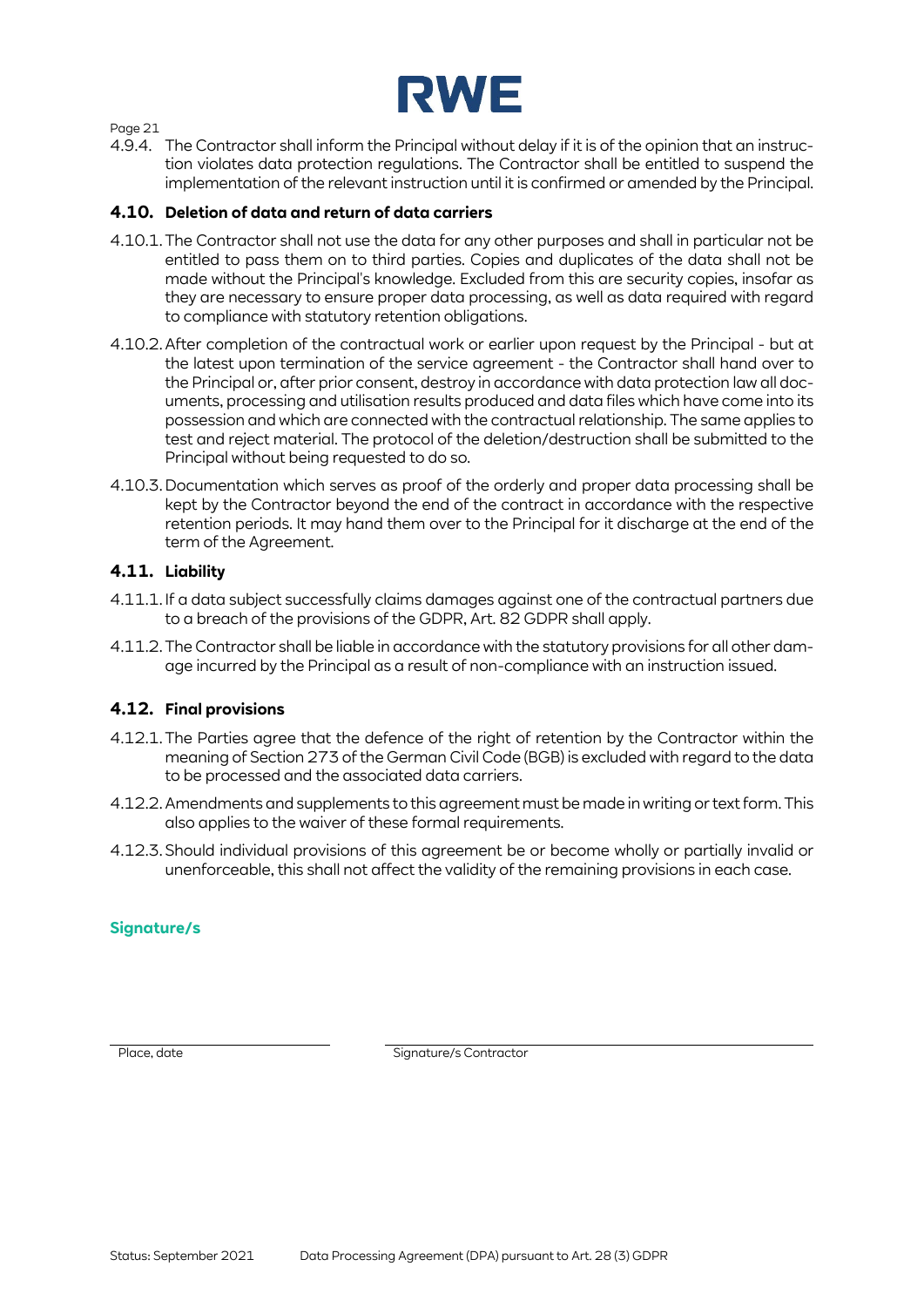4.9.4. The Contractor shall inform the Principal without delay if it is of the opinion that an instruction violates data protection regulations. The Contractor shall be entitled to suspend the implementation of the relevant instruction until it is confirmed or amended by the Principal.

### 4.10. Deletion of data and return of data carriers

4.10.1. The Contractor shall not use the data for any other purposes and shall in particular not be entitled to pass them on to third parties. Copies and duplicates of the data shall not be made without the Principal's knowledge. Excluded from this are security copies, insofar as they are necessary to ensure proper data processing, as well as data required with regard to compliance with statutory retention obligations.

4.10.2. After completion of the contractual work or earlier upon request by the Principal - but at the latest upon termination of the service agreement - the Contractor shall hand over to the Principal or, after prior consent, destroy in accordance with data protection law all documents, processing and utilisation results produced and data files which have come into its possession and which are connected with the contractual relationship. The same applies to test and reject material. The protocol of the deletion/destruction shall be submitted to the Principal without being requested to do so.

4.10.3. Documentation which serves as proof of the orderly and proper data processing shall be kept by the Contractor beyond the end of the contract in accordance with the respective retention periods. It may hand them over to the Principal for it discharge at the end of the term of the Agreement.

### 4.11. Liability

4.11.1. If a data subject successfully claims damages against one of the contractual partners due to a breach of the provisions of the GDPR, Art. 82 GDPR shall apply.

4.11.2. The Contractor shall be liable in accordance with the statutory provisions for all other damage incurred by the Principal as a result of non-compliance with an instruction issued.

### 4.12. Final provisions

4.12.1. The Parties agree that the defence of the right of retention by the Contractor within the meaning of Section 273 of the German Civil Code (BGB) is excluded with regard to the data to be processed and the associated data carriers.

4.12.2. Amendments and supplements to this agreement must be made in writing or text form. This also applies to the waiver of these formal requirements.

4.12.3. Should individual provisions of this agreement be or become wholly or partially invalid or unenforceable, this shall not affect the validity of the remaining provisions in each case.

## Signature/s

Place, date

Signature/s Contractor